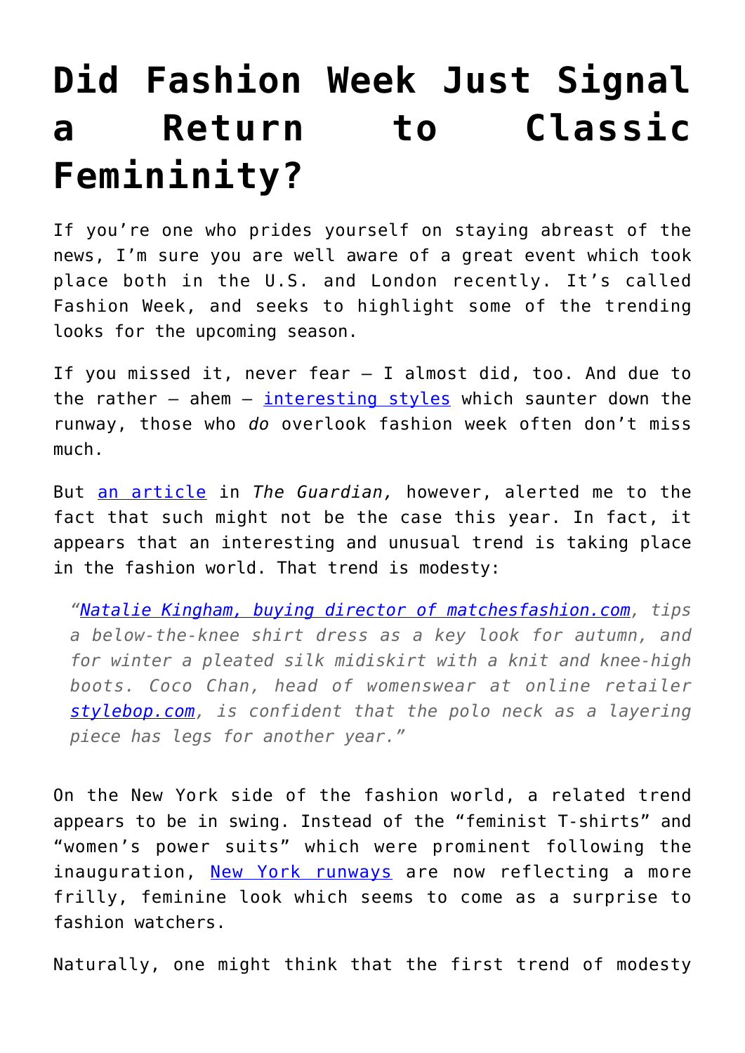# Did Fashion Week Just Signal a Return to Classic Femininity?

If you're one who prides yourself on staying abreast of the news, I'm sure you are well aware of a great event which took place both in the U.S. and London recently. It's called Fashion Week, and seeks to highlight some of the trending looks for the upcoming season.

If you missed it, never fear – I almost did, too. And due to the rather – ahem – interesting styles which saunter down the runway, those who *do* overlook fashion week often don't miss much.

But an article in *The Guardian,* however, alerted me to the fact that such might not be the case this year. In fact, it appears that an interesting and unusual trend is taking place in the fashion world. That trend is modesty:

> *"Natalie Kingham, buying director of matchesfashion.com, tips a below-the-knee shirt dress as a key look for autumn, and for winter a pleated silk midiskirt with a knit and knee-high boots. Coco Chan, head of womenswear at online retailer stylebop.com, is confident that the polo neck as a layering piece has legs for another year."*

On the New York side of the fashion world, a related trend appears to be in swing. Instead of the "feminist T-shirts" and "women's power suits" which were prominent following the inauguration, New York runways are now reflecting a more frilly, feminine look which seems to come as a surprise to fashion watchers.

Naturally, one might think that the first trend of modesty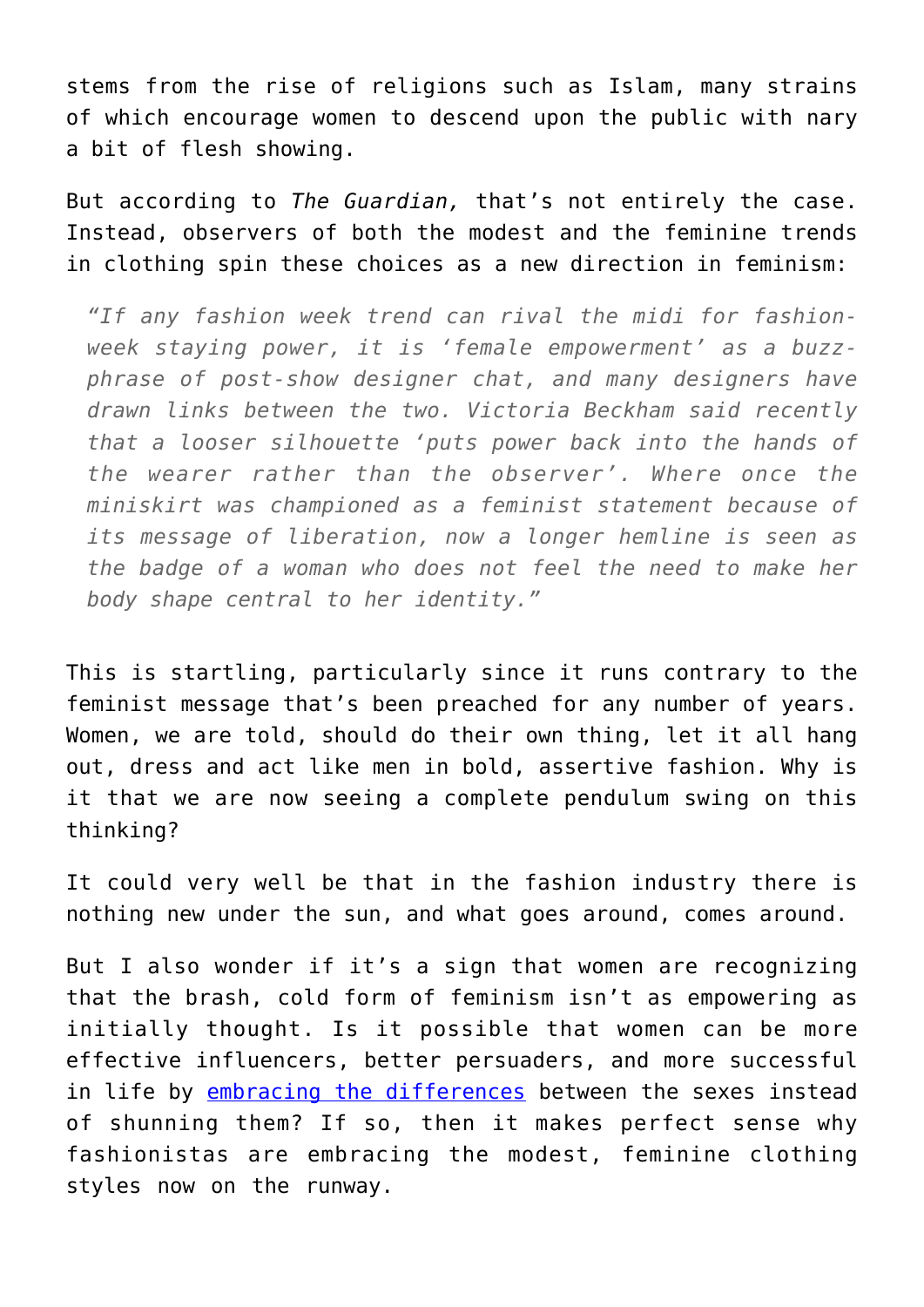stems from the rise of religions such as Islam, many strains of which encourage women to descend upon the public with nary a bit of flesh showing.

But according to *The Guardian,* that's not entirely the case. Instead, observers of both the modest and the feminine trends in clothing spin these choices as a new direction in feminism:

> *"If any fashion week trend can rival the midi for fashion-week staying power, it is 'female empowerment' as a buzz-phrase of post-show designer chat, and many designers have drawn links between the two. Victoria Beckham said recently that a looser silhouette 'puts power back into the hands of the wearer rather than the observer'. Where once the miniskirt was championed as a feminist statement because of its message of liberation, now a longer hemline is seen as the badge of a woman who does not feel the need to make her body shape central to her identity."*

This is startling, particularly since it runs contrary to the feminist message that's been preached for any number of years. Women, we are told, should do their own thing, let it all hang out, dress and act like men in bold, assertive fashion. Why is it that we are now seeing a complete pendulum swing on this thinking?

It could very well be that in the fashion industry there is nothing new under the sun, and what goes around, comes around.

But I also wonder if it's a sign that women are recognizing that the brash, cold form of feminism isn't as empowering as initially thought. Is it possible that women can be more effective influencers, better persuaders, and more successful in life by embracing the differences between the sexes instead of shunning them? If so, then it makes perfect sense why fashionistas are embracing the modest, feminine clothing styles now on the runway.